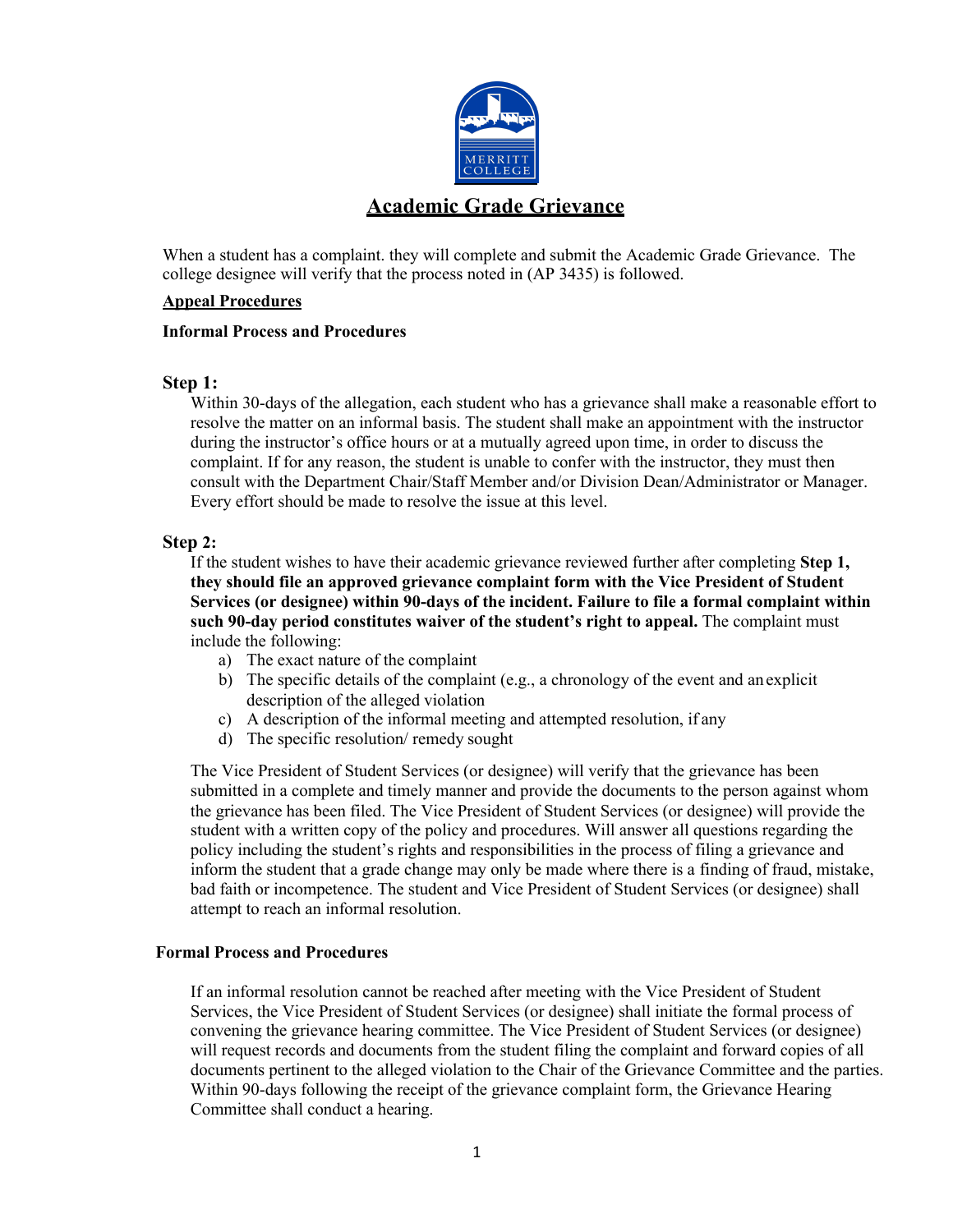MERRITT COLLEGE

# Academic Grade Grievance

When a student has a complaint. they will complete and submit the Academic Grade Grievance. The college designee will verify that the process noted in (AP 3435) is followed.

## Appeal Procedures

### Informal Process and Procedures

**Step 1:**

Within 30-days of the allegation, each student who has a grievance shall make a reasonable effort to resolve the matter on an informal basis. The student shall make an appointment with the instructor during the instructor's office hours or at a mutually agreed upon time, in order to discuss the complaint. If for any reason, the student is unable to confer with the instructor, they must then consult with the Department Chair/Staff Member and/or Division Dean/Administrator or Manager. Every effort should be made to resolve the issue at this level.

**Step 2:**

If the student wishes to have their academic grievance reviewed further after completing **Step 1, they should file an approved grievance complaint form with the Vice President of Student Services (or designee) within 90-days of the incident. Failure to file a formal complaint within such 90-day period constitutes waiver of the student's right to appeal.** The complaint must include the following:

a) The exact nature of the complaint
b) The specific details of the complaint (e.g., a chronology of the event and an explicit description of the alleged violation
c) A description of the informal meeting and attempted resolution, if any
d) The specific resolution/ remedy sought

The Vice President of Student Services (or designee) will verify that the grievance has been submitted in a complete and timely manner and provide the documents to the person against whom the grievance has been filed. The Vice President of Student Services (or designee) will provide the student with a written copy of the policy and procedures. Will answer all questions regarding the policy including the student's rights and responsibilities in the process of filing a grievance and inform the student that a grade change may only be made where there is a finding of fraud, mistake, bad faith or incompetence. The student and Vice President of Student Services (or designee) shall attempt to reach an informal resolution.

### Formal Process and Procedures

If an informal resolution cannot be reached after meeting with the Vice President of Student Services, the Vice President of Student Services (or designee) shall initiate the formal process of convening the grievance hearing committee. The Vice President of Student Services (or designee) will request records and documents from the student filing the complaint and forward copies of all documents pertinent to the alleged violation to the Chair of the Grievance Committee and the parties. Within 90-days following the receipt of the grievance complaint form, the Grievance Hearing Committee shall conduct a hearing.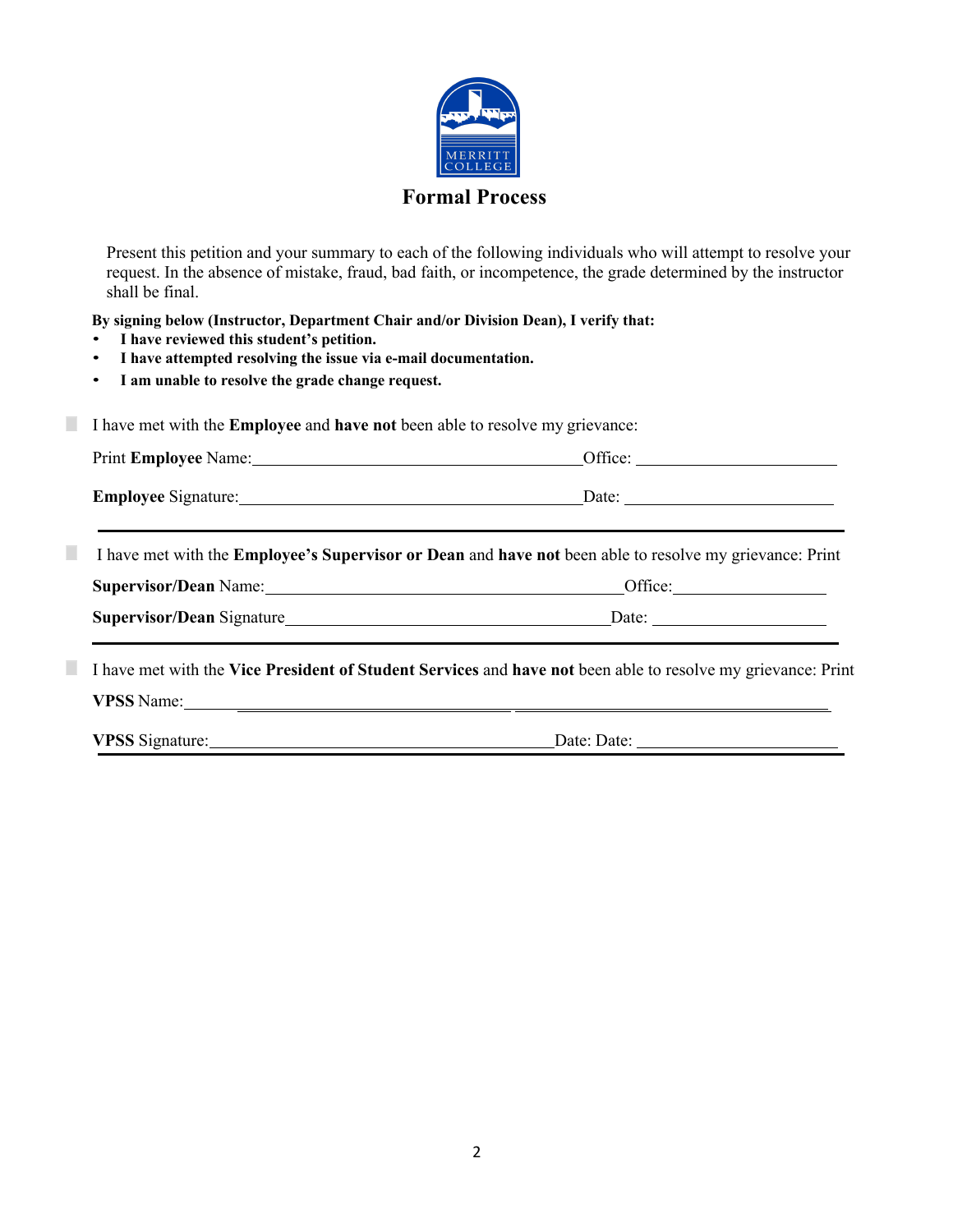# Formal Process

Present this petition and your summary to each of the following individuals who will attempt to resolve your request. In the absence of mistake, fraud, bad faith, or incompetence, the grade determined by the instructor shall be final.

**By signing below (Instructor, Department Chair and/or Division Dean), I verify that:**

- **I have reviewed this student's petition.**
- **I have attempted resolving the issue via e-mail documentation.**
- **I am unable to resolve the grade change request.**

☐ I have met with the **Employee** and **have not** been able to resolve my grievance:

Print **Employee** Name:________________________________________Office: ________________________

**Employee** Signature:__________________________________________Date: _________________________

---

☐ I have met with the **Employee's Supervisor or Dean** and **have not** been able to resolve my grievance: Print

**Supervisor/Dean** Name:__________________________________________Office:___________________

**Supervisor/Dean** Signature________________________________________Date: ____________________

---

☐ I have met with the **Vice President of Student Services** and **have not** been able to resolve my grievance: Print

**VPSS** Name:______________________________________________________________________________

**VPSS** Signature:__________________________________________Date: Date: ________________________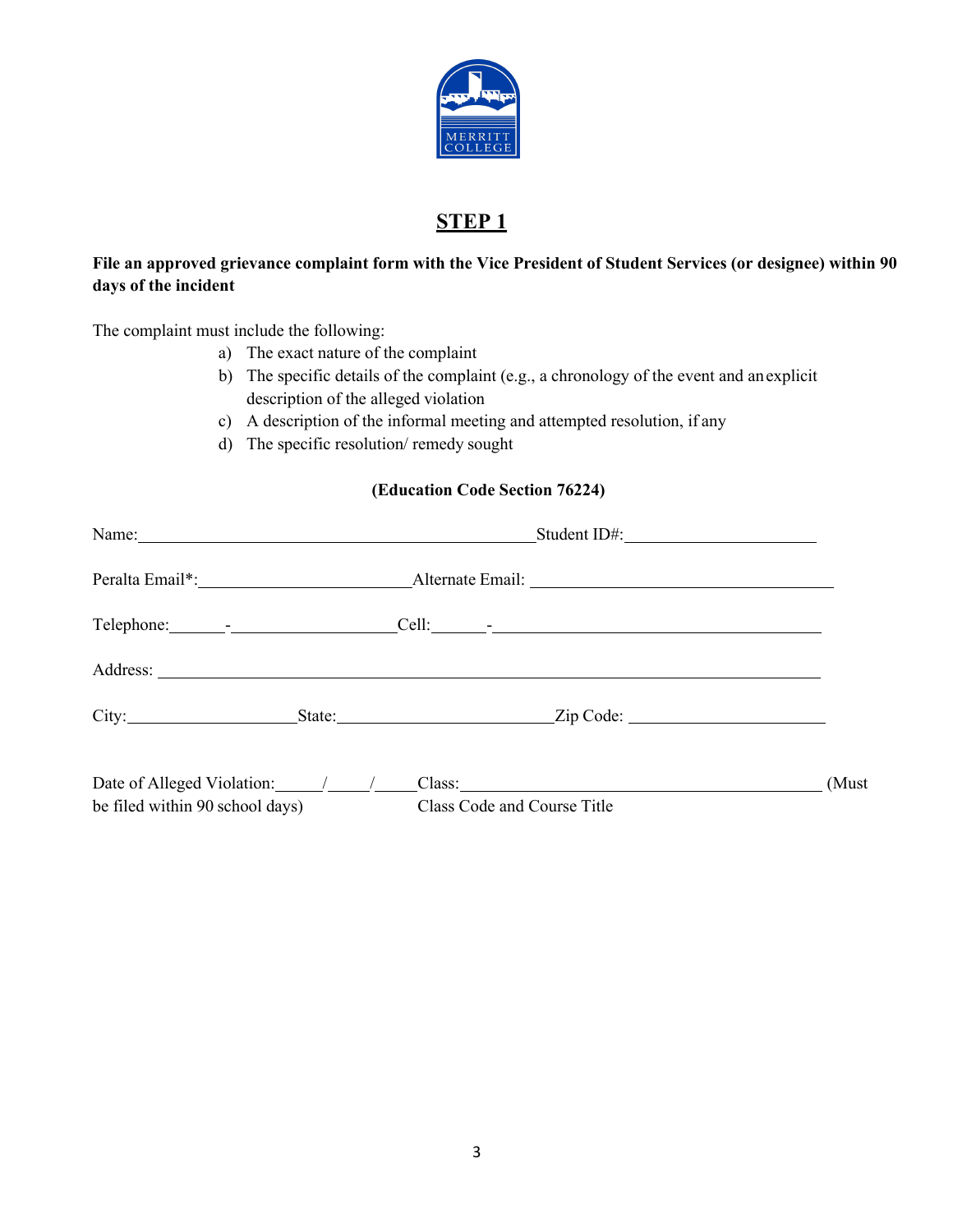# STEP 1

**File an approved grievance complaint form with the Vice President of Student Services (or designee) within 90 days of the incident**

The complaint must include the following:

a) The exact nature of the complaint
b) The specific details of the complaint (e.g., a chronology of the event and an explicit description of the alleged violation
c) A description of the informal meeting and attempted resolution, if any
d) The specific resolution/ remedy sought

**(Education Code Section 76224)**

Name:_______________________________________________Student ID#:______________________

Peralta Email*:________________________Alternate Email: ___________________________________

Telephone:______-__________________Cell:______-______________________________________

Address: ___________________________________________________________________________

City:___________________State:________________________Zip Code: ______________________

Date of Alleged Violation:_____/_____/_____Class:__________________________________________ (Must be filed within 90 school days) Class Code and Course Title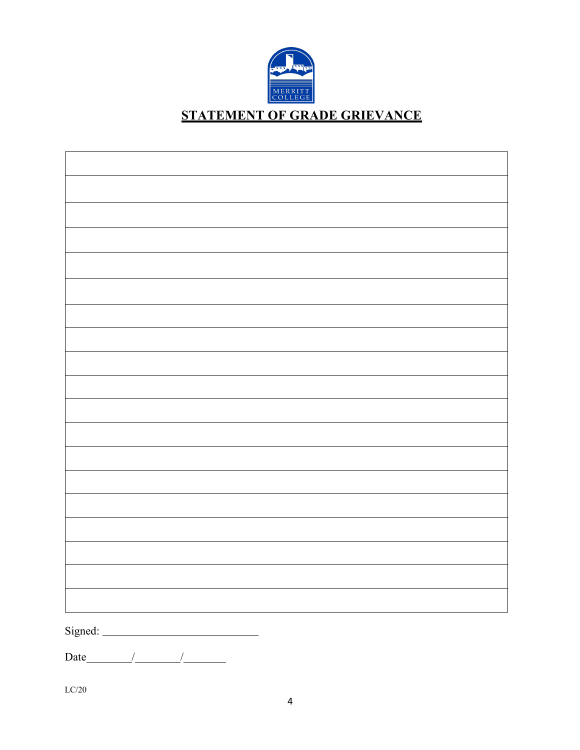MERRITT COLLEGE

# STATEMENT OF GRADE GRIEVANCE

| |
|---|
| |
| |
| |
| |
| |
| |
| |
| |
| |
| |
| |
| |
| |
| |
| |
| |
| |
| |

Signed: ____________________________

Date________/________/_______

LC/20